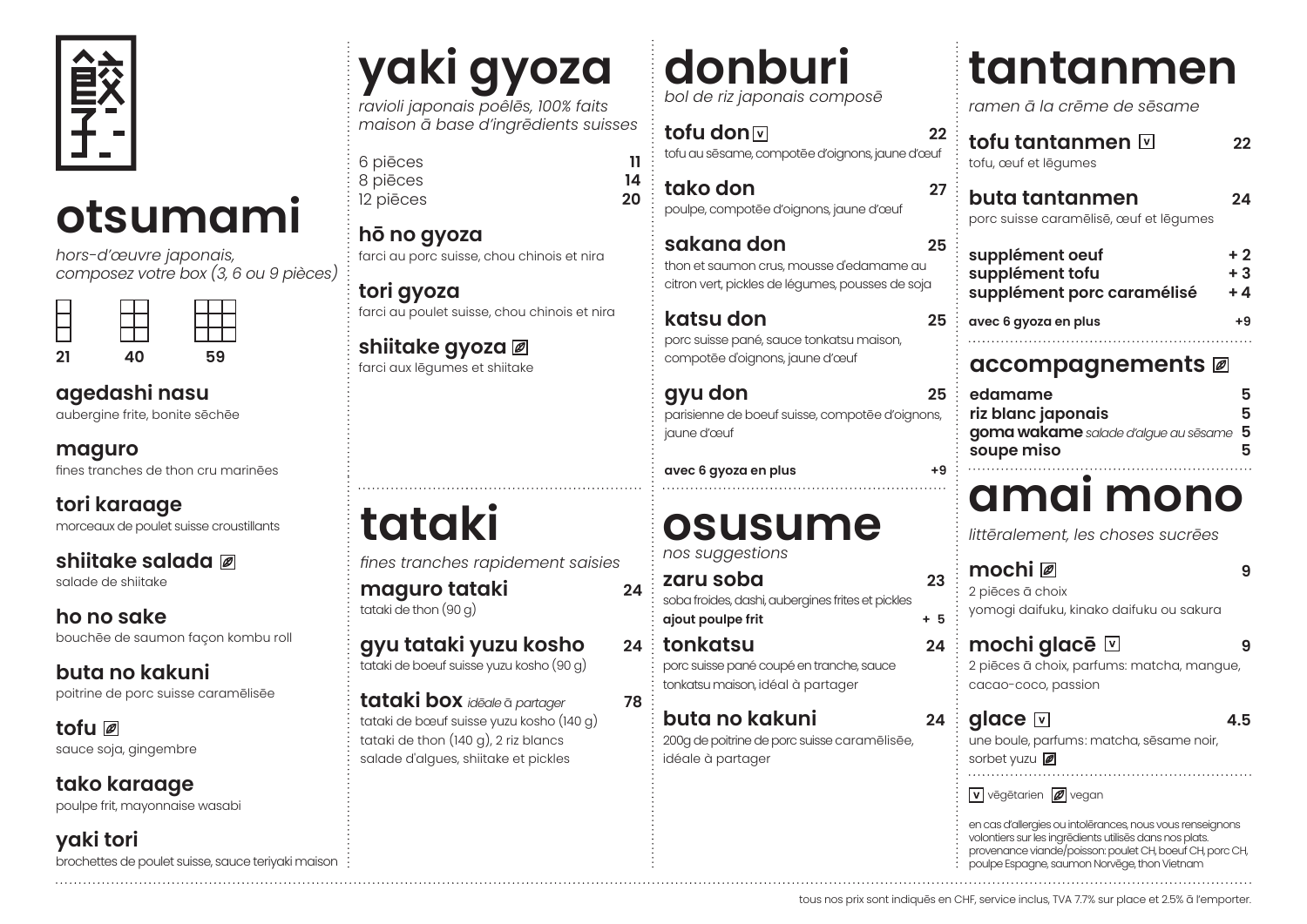餃子

# otsumami

*hors-d'œuvre japonais, composez votre box (3, 6 ou 9 pièces)*

| 3 | 6 | 9 |
|---|---|---|
| 21 | 40 | 59 |

**agedashi nasu**
aubergine frite, bonite séchée

**maguro**
fines tranches de thon cru marinées

**tori karaage**
morceaux de poulet suisse croustillants

**shiitake salada** (vegan)
salade de shiitake

**ho no sake**
bouchée de saumon façon kombu roll

**buta no kakuni**
poitrine de porc suisse caramélisée

**tofu** (vegan)
sauce soja, gingembre

**tako karaage**
poulpe frit, mayonnaise wasabi

**yaki tori**
brochettes de poulet suisse, sauce teriyaki maison

# yaki gyoza

*ravioli japonais poêlés, 100% faits maison à base d'ingrédients suisses*

| | |
|---|---|
| 6 pièces | 11 |
| 8 pièces | 14 |
| 12 pièces | 20 |

**hō no gyoza**
farci au porc suisse, chou chinois et nira

**tori gyoza**
farci au poulet suisse, chou chinois et nira

**shiitake gyoza** (vegan)
farci aux légumes et shiitake

# tataki

*fines tranches rapidement saisies*

**maguro tataki** — 24
tataki de thon (90 g)

**gyu tataki yuzu kosho** — 24
tataki de boeuf suisse yuzu kosho (90 g)

**tataki box** *idéale à partager* — 78
tataki de bœuf suisse yuzu kosho (140 g)
tataki de thon (140 g), 2 riz blancs
salade d'algues, shiitake et pickles

# donburi

*bol de riz japonais composé*

**tofu don** (V) — 22
tofu au sésame, compotée d'oignons, jaune d'œuf

**tako don** — 27
poulpe, compotée d'oignons, jaune d'œuf

**sakana don** — 25
thon et saumon crus, mousse d'edamame au citron vert, pickles de légumes, pousses de soja

**katsu don** — 25
porc suisse pané, sauce tonkatsu maison, compotée d'oignons, jaune d'œuf

**gyu don** — 25
parisienne de boeuf suisse, compotée d'oignons, jaune d'œuf

**avec 6 gyoza en plus** — +9

# osusume

*nos suggestions*

**zaru soba** — 23
soba froides, dashi, aubergines frites et pickles
**ajout poulpe frit** — + 5

**tonkatsu** — 24
porc suisse pané coupé en tranche, sauce tonkatsu maison, idéal à partager

**buta no kakuni** — 24
200g de poitrine de porc suisse caramélisée, idéale à partager

# tantanmen

*ramen à la crème de sésame*

**tofu tantanmen** (V) — 22
tofu, œuf et légumes

**buta tantanmen** — 24
porc suisse caramélisé, œuf et légumes

| | |
|---|---|
| **supplément oeuf** | + 2 |
| **supplément tofu** | + 3 |
| **supplément porc caramélisé** | + 4 |
| **avec 6 gyoza en plus** | +9 |

## accompagnements (vegan)

| | |
|---|---|
| **edamame** | 5 |
| **riz blanc japonais** | 5 |
| **goma wakame** *salade d'algue au sésame* | 5 |
| **soupe miso** | 5 |

# amai mono

*littéralement, les choses sucrées*

**mochi** (vegan) — 9
2 pièces à choix
yomogi daifuku, kinako daifuku ou sakura

**mochi glacé** (V) — 9
2 pièces à choix, parfums: matcha, mangue, cacao-coco, passion

**glace** (V) — 4.5
une boule, parfums: matcha, sésame noir, sorbet yuzu (vegan)

(V) végétarien (vegan) vegan

en cas d'allergies ou intolérances, nous vous renseignons volontiers sur les ingrédients utilisés dans nos plats.
provenance viande/poisson: poulet CH, boeuf CH, porc CH, poulpe Espagne, saumon Norvège, thon Vietnam

tous nos prix sont indiqués en CHF, service inclus, TVA 7.7% sur place et 2.5% à l'emporter.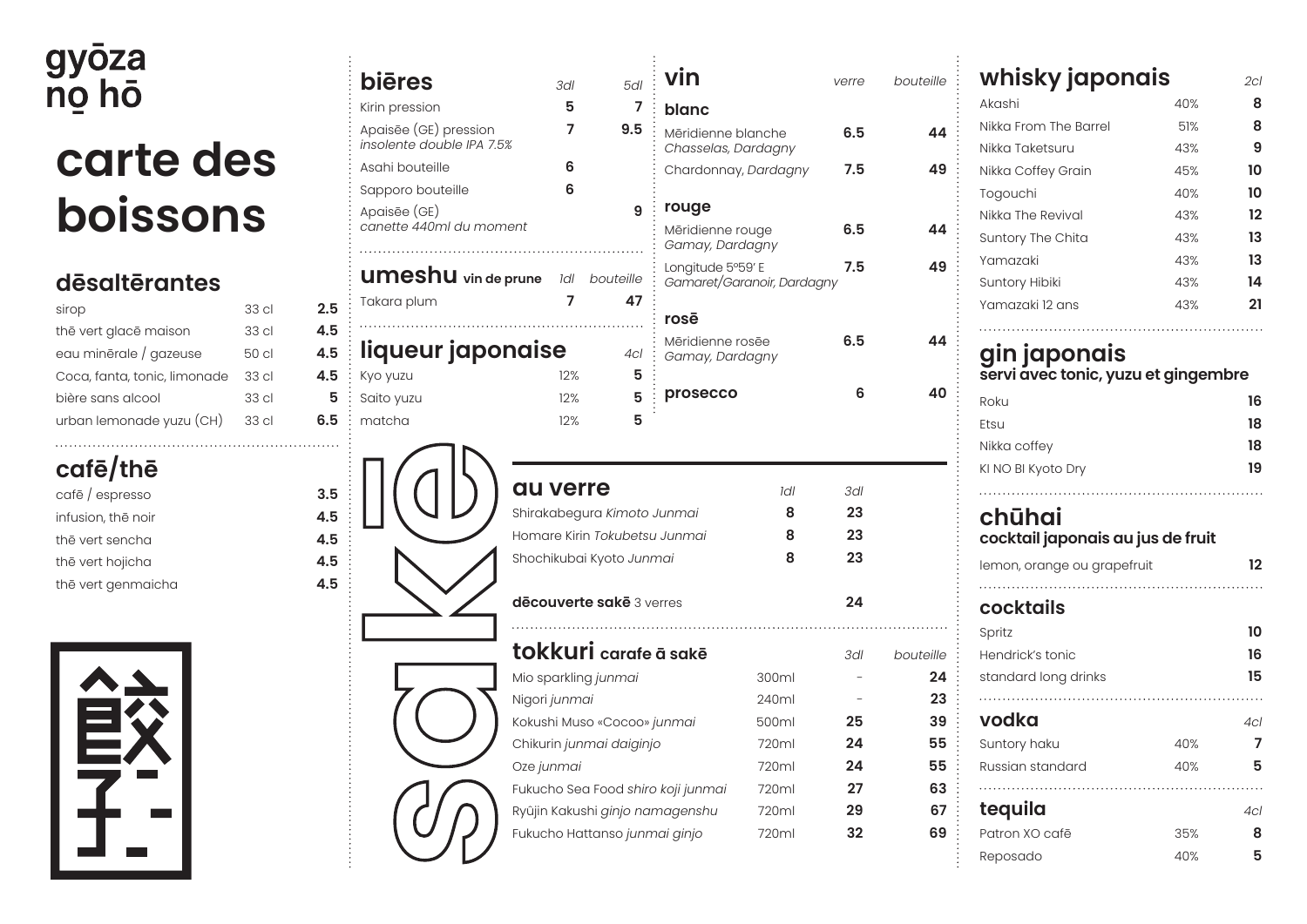# gyōza nō hō

# carte des boissons

## dēsaltērantes

| | | |
|---|---|---|
| sirop | 33 cl | 2.5 |
| thē vert glacē maison | 33 cl | 4.5 |
| eau minērale / gazeuse | 50 cl | 4.5 |
| Coca, fanta, tonic, limonade | 33 cl | 4.5 |
| biēre sans alcool | 33 cl | 5 |
| urban lemonade yuzu (CH) | 33 cl | 6.5 |

## cafē/thē

| | |
|---|---|
| cafē / espresso | 3.5 |
| infusion, thē noir | 4.5 |
| thē vert sencha | 4.5 |
| thē vert hojicha | 4.5 |
| thē vert genmaicha | 4.5 |

## biēres

| | 3dl | 5dl |
|---|---|---|
| Kirin pression | 5 | 7 |
| Apaisēe (GE) pression *insolente double IPA 7.5%* | 7 | 9.5 |
| Asahi bouteille | 6 | |
| Sapporo bouteille | 6 | |
| Apaisēe (GE) *canette 440ml du moment* | | 9 |

## umeshu vin de prune

| | 1dl | bouteille |
|---|---|---|
| Takara plum | 7 | 47 |

## liqueur japonaise

| | | 4cl |
|---|---|---|
| Kyo yuzu | 12% | 5 |
| Saito yuzu | 12% | 5 |
| matcha | 12% | 5 |

## vin

| | verre | bouteille |
|---|---|---|
| **blanc** | | |
| Mēridienne blanche *Chasselas, Dardagny* | 6.5 | 44 |
| Chardonnay, *Dardagny* | 7.5 | 49 |
| **rouge** | | |
| Mēridienne rouge *Gamay, Dardagny* | 6.5 | 44 |
| Longitude 5°59' E *Gamaret/Garanoir, Dardagny* | 7.5 | 49 |
| **rosē** | | |
| Mēridienne rosēe *Gamay, Dardagny* | 6.5 | 44 |
| **prosecco** | 6 | 40 |

# sakē

## au verre

| | 1dl | 3dl |
|---|---|---|
| Shirakabegura *Kimoto Junmai* | 8 | 23 |
| Homare Kirin *Tokubetsu Junmai* | 8 | 23 |
| Shochikubai Kyoto *Junmai* | 8 | 23 |
| **dēcouverte sakē** 3 verres | | 24 |

## tokkuri carafe ā sakē

| | | 3dl | bouteille |
|---|---|---|---|
| Mio sparkling *junmai* | 300ml | - | 24 |
| Nigori *junmai* | 240ml | - | 23 |
| Kokushi Muso «Cocoo» *junmai* | 500ml | 25 | 39 |
| Chikurin *junmai daiginjo* | 720ml | 24 | 55 |
| Oze *junmai* | 720ml | 24 | 55 |
| Fukucho Sea Food *shiro koji junmai* | 720ml | 27 | 63 |
| Ryūjin Kakushi *ginjo namagenshu* | 720ml | 29 | 67 |
| Fukucho Hattanso *junmai ginjo* | 720ml | 32 | 69 |

## whisky japonais

| | | 2cl |
|---|---|---|
| Akashi | 40% | 8 |
| Nikka From The Barrel | 51% | 8 |
| Nikka Taketsuru | 43% | 9 |
| Nikka Coffey Grain | 45% | 10 |
| Togouchi | 40% | 10 |
| Nikka The Revival | 43% | 12 |
| Suntory The Chita | 43% | 13 |
| Yamazaki | 43% | 13 |
| Suntory Hibiki | 43% | 14 |
| Yamazaki 12 ans | 43% | 21 |

## gin japonais
**servi avec tonic, yuzu et gingembre**

| | |
|---|---|
| Roku | 16 |
| Etsu | 18 |
| Nikka coffey | 18 |
| KI NO BI Kyoto Dry | 19 |

## chūhai
**cocktail japonais au jus de fruit**

| | |
|---|---|
| lemon, orange ou grapefruit | 12 |

## cocktails

| | |
|---|---|
| Spritz | 10 |
| Hendrick's tonic | 16 |
| standard long drinks | 15 |

## vodka

| | | 4cl |
|---|---|---|
| Suntory haku | 40% | 7 |
| Russian standard | 40% | 5 |

## tequila

| | | 4cl |
|---|---|---|
| Patron XO cafē | 35% | 8 |
| Reposado | 40% | 5 |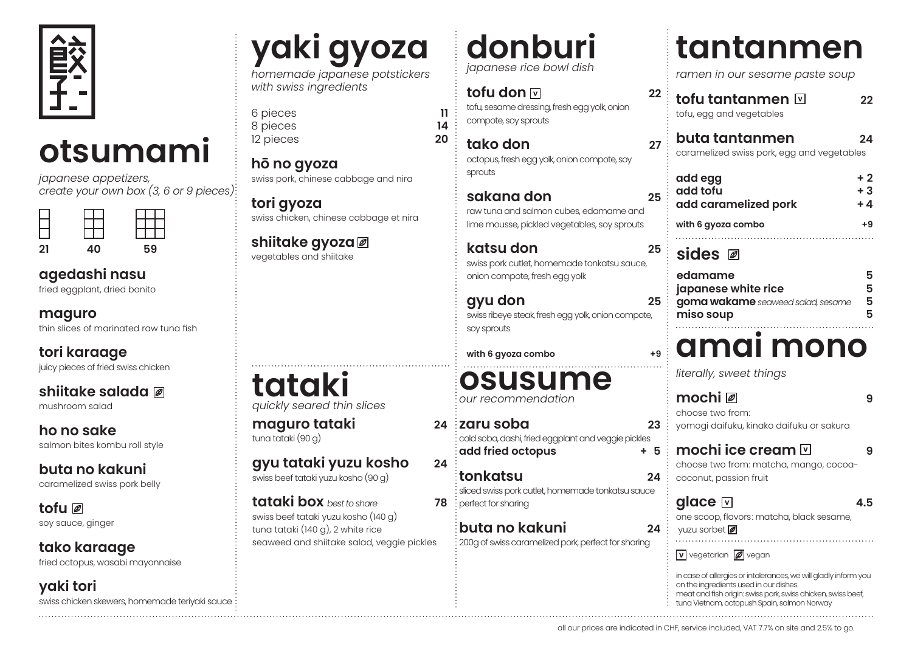餃子

# otsumami

*japanese appetizers, create your own box (3, 6 or 9 pieces)*

| 3 pieces | 6 pieces | 9 pieces |
|---|---|---|
| 21 | 40 | 59 |

**agedashi nasu**
fried eggplant, dried bonito

**maguro**
thin slices of marinated raw tuna fish

**tori karaage**
juicy pieces of fried swiss chicken

**shiitake salada** (vegan)
mushroom salad

**ho no sake**
salmon bites kombu roll style

**buta no kakuni**
caramelized swiss pork belly

**tofu** (vegan)
soy sauce, ginger

**tako karaage**
fried octopus, wasabi mayonnaise

**yaki tori**
swiss chicken skewers, homemade teriyaki sauce

# yaki gyoza

*homemade japanese potstickers with swiss ingredients*

| | |
|---|---|
| 6 pieces | 11 |
| 8 pieces | 14 |
| 12 pieces | 20 |

**hō no gyoza**
swiss pork, chinese cabbage and nira

**tori gyoza**
swiss chicken, chinese cabbage et nira

**shiitake gyoza** (vegan)
vegetables and shiitake

# tataki

*quickly seared thin slices*

**maguro tataki** — 24
tuna tataki (90 g)

**gyu tataki yuzu kosho** — 24
swiss beef tataki yuzu kosho (90 g)

**tataki box** *best to share* — 78
swiss beef tataki yuzu kosho (140 g)
tuna tataki (140 g), 2 white rice
seaweed and shiitake salad, veggie pickles

# donburi

*japanese rice bowl dish*

**tofu don** (V) — 22
tofu, sesame dressing, fresh egg yolk, onion compote, soy sprouts

**tako don** — 27
octopus, fresh egg yolk, onion compote, soy sprouts

**sakana don** — 25
raw tuna and salmon cubes, edamame and lime mousse, pickled vegetables, soy sprouts

**katsu don** — 25
swiss pork cutlet, homemade tonkatsu sauce, onion compote, fresh egg yolk

**gyu don** — 25
swiss ribeye steak, fresh egg yolk, onion compote, soy sprouts

**with 6 gyoza combo** — +9

# osusume

*our recommendation*

**zaru soba** — 23
cold soba, dashi, fried eggplant and veggie pickles
**add fried octopus** — + 5

**tonkatsu** — 24
sliced swiss pork cutlet, homemade tonkatsu sauce perfect for sharing

**buta no kakuni** — 24
200g of swiss caramelized pork, perfect for sharing

# tantanmen

*ramen in our sesame paste soup*

**tofu tantanmen** (V) — 22
tofu, egg and vegetables

**buta tantanmen** — 24
caramelized swiss pork, egg and vegetables

| | |
|---|---|
| **add egg** | + 2 |
| **add tofu** | + 3 |
| **add caramelized pork** | + 4 |

**with 6 gyoza combo** — +9

# sides (vegan)

| | |
|---|---|
| **edamame** | 5 |
| **japanese white rice** | 5 |
| **goma wakame** *seaweed salad, sesame* | 5 |
| **miso soup** | 5 |

# amai mono

*literally, sweet things*

**mochi** (vegan) — 9
choose two from:
yomogi daifuku, kinako daifuku or sakura

**mochi ice cream** (V) — 9
choose two from: matcha, mango, cocoa-coconut, passion fruit

**glace** (V) — 4.5
one scoop, flavors: matcha, black sesame, yuzu sorbet (vegan)

(V) vegetarian (vegan) vegan

in case of allergies or intolerances, we will gladly inform you on the ingredients used in our dishes.
meat and fish origin: swiss pork, swiss chicken, swiss beef, tuna Vietnam, octopush Spain, salmon Norway

all our prices are indicated in CHF, service included, VAT 7.7% on site and 2.5% to go.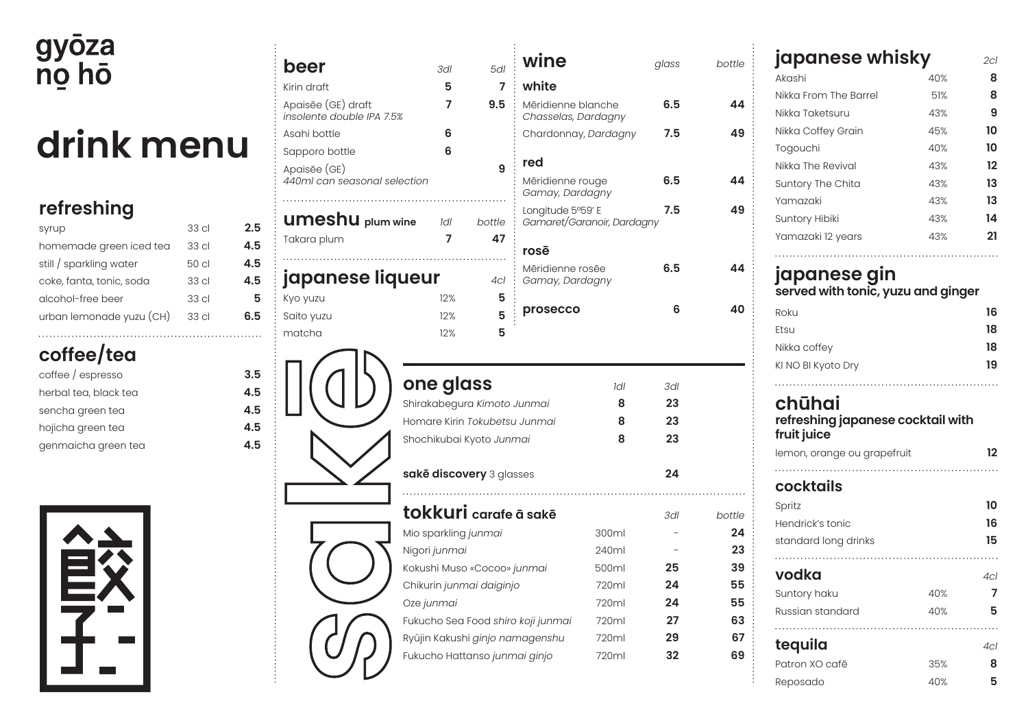# gyōza nō hō

# drink menu

## refreshing

| | | |
|---|---|---|
| syrup | 33 cl | 2.5 |
| homemade green iced tea | 33 cl | 4.5 |
| still / sparkling water | 50 cl | 4.5 |
| coke, fanta, tonic, soda | 33 cl | 4.5 |
| alcohol-free beer | 33 cl | 5 |
| urban lemonade yuzu (CH) | 33 cl | 6.5 |

## coffee/tea

| | |
|---|---|
| coffee / espresso | 3.5 |
| herbal tea, black tea | 4.5 |
| sencha green tea | 4.5 |
| hojicha green tea | 4.5 |
| genmaicha green tea | 4.5 |

## beer

| | 3dl | 5dl |
|---|---|---|
| Kirin draft | 5 | 7 |
| Apaisēe (GE) draft *insolente double IPA 7.5%* | 7 | 9.5 |
| Asahi bottle | 6 | |
| Sapporo bottle | 6 | |
| Apaisēe (GE) *440ml can seasonal selection* | | 9 |

## umeshu plum wine

| | 1dl | bottle |
|---|---|---|
| Takara plum | 7 | 47 |

## japanese liqueur

| | | 4cl |
|---|---|---|
| Kyo yuzu | 12% | 5 |
| Saito yuzu | 12% | 5 |
| matcha | 12% | 5 |

## wine

| | glass | bottle |
|---|---|---|
| **white** | | |
| Mēridienne blanche *Chasselas, Dardagny* | 6.5 | 44 |
| Chardonnay, *Dardagny* | 7.5 | 49 |
| **red** | | |
| Mēridienne rouge *Gamay, Dardagny* | 6.5 | 44 |
| Longitude 5°59' E *Gamaret/Garanoir, Dardagny* | 7.5 | 49 |
| **rosē** | | |
| Mēridienne rosēe *Gamay, Dardagny* | 6.5 | 44 |
| **prosecco** | 6 | 40 |

## sakē

### one glass

| | 1dl | 3dl |
|---|---|---|
| Shirakabegura *Kimoto Junmai* | 8 | 23 |
| Homare Kirin *Tokubetsu Junmai* | 8 | 23 |
| Shochikubai Kyoto *Junmai* | 8 | 23 |
| **sakē discovery** 3 glasses | | 24 |

### tokkuri carafe ā sakē

| | | 3dl | bottle |
|---|---|---|---|
| Mio sparkling *junmai* | 300ml | - | 24 |
| Nigori *junmai* | 240ml | - | 23 |
| Kokushi Muso «Cocoo» *junmai* | 500ml | 25 | 39 |
| Chikurin *junmai daiginjo* | 720ml | 24 | 55 |
| Oze *junmai* | 720ml | 24 | 55 |
| Fukucho Sea Food *shiro koji junmai* | 720ml | 27 | 63 |
| Ryūjin Kakushi *ginjo namagenshu* | 720ml | 29 | 67 |
| Fukucho Hattanso *junmai ginjo* | 720ml | 32 | 69 |

## japanese whisky

| | | 2cl |
|---|---|---|
| Akashi | 40% | 8 |
| Nikka From The Barrel | 51% | 8 |
| Nikka Taketsuru | 43% | 9 |
| Nikka Coffey Grain | 45% | 10 |
| Togouchi | 40% | 10 |
| Nikka The Revival | 43% | 12 |
| Suntory The Chita | 43% | 13 |
| Yamazaki | 43% | 13 |
| Suntory Hibiki | 43% | 14 |
| Yamazaki 12 years | 43% | 21 |

## japanese gin

**served with tonic, yuzu and ginger**

| | |
|---|---|
| Roku | 16 |
| Etsu | 18 |
| Nikka coffey | 18 |
| KI NO BI Kyoto Dry | 19 |

## chūhai

**refreshing japanese cocktail with fruit juice**

| | |
|---|---|
| lemon, orange ou grapefruit | 12 |

## cocktails

| | |
|---|---|
| Spritz | 10 |
| Hendrick's tonic | 16 |
| standard long drinks | 15 |

## vodka

| | | 4cl |
|---|---|---|
| Suntory haku | 40% | 7 |
| Russian standard | 40% | 5 |

## tequila

| | | 4cl |
|---|---|---|
| Patron XO cafē | 35% | 8 |
| Reposado | 40% | 5 |